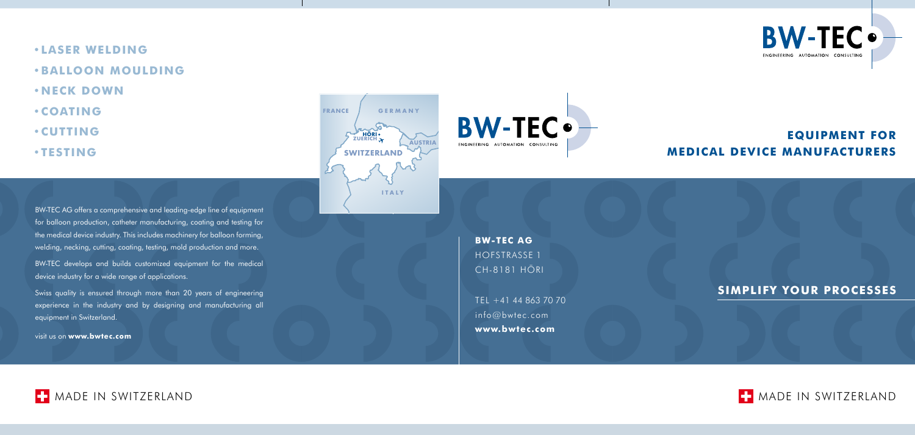- **LASER WELDING**
- **BALLOON MOULDING**
- **NECK DOWN**
- **COATING**
- **CUTTING**
- **TESTING**

BW-TEC AG offers a comprehensive and leading-edge line of equipment for balloon production, catheter manufacturing, coating and testing for the medical device industry. This includes machinery for balloon forming, welding, necking, cutting, coating, testing, mold production and more.

BW-TEC develops and builds customized equipment for the medical device industry for a wide range of applications.

Swiss quality is ensured through more than 20 years of engineering experience in the industry and by designing and manufacturing all equipment in Switzerland.

visit us on **www.bwtec.com**

MADE IN SWITZERLAND

FRANCE GERMANY HÖRI ZUERICH AUSTRIA SWITZERLAND ITALY

BW-TEC
ENGINEERING AUTOMATION CONSULTING

**BW-TEC AG**
HOFSTRASSE 1
CH-8181 HÖRI

TEL +41 44 863 70 70
info@bwtec.com
**www.bwtec.com**

BW-TEC
ENGINEERING AUTOMATION CONSULTING

# EQUIPMENT FOR MEDICAL DEVICE MANUFACTURERS

## SIMPLIFY YOUR PROCESSES

MADE IN SWITZERLAND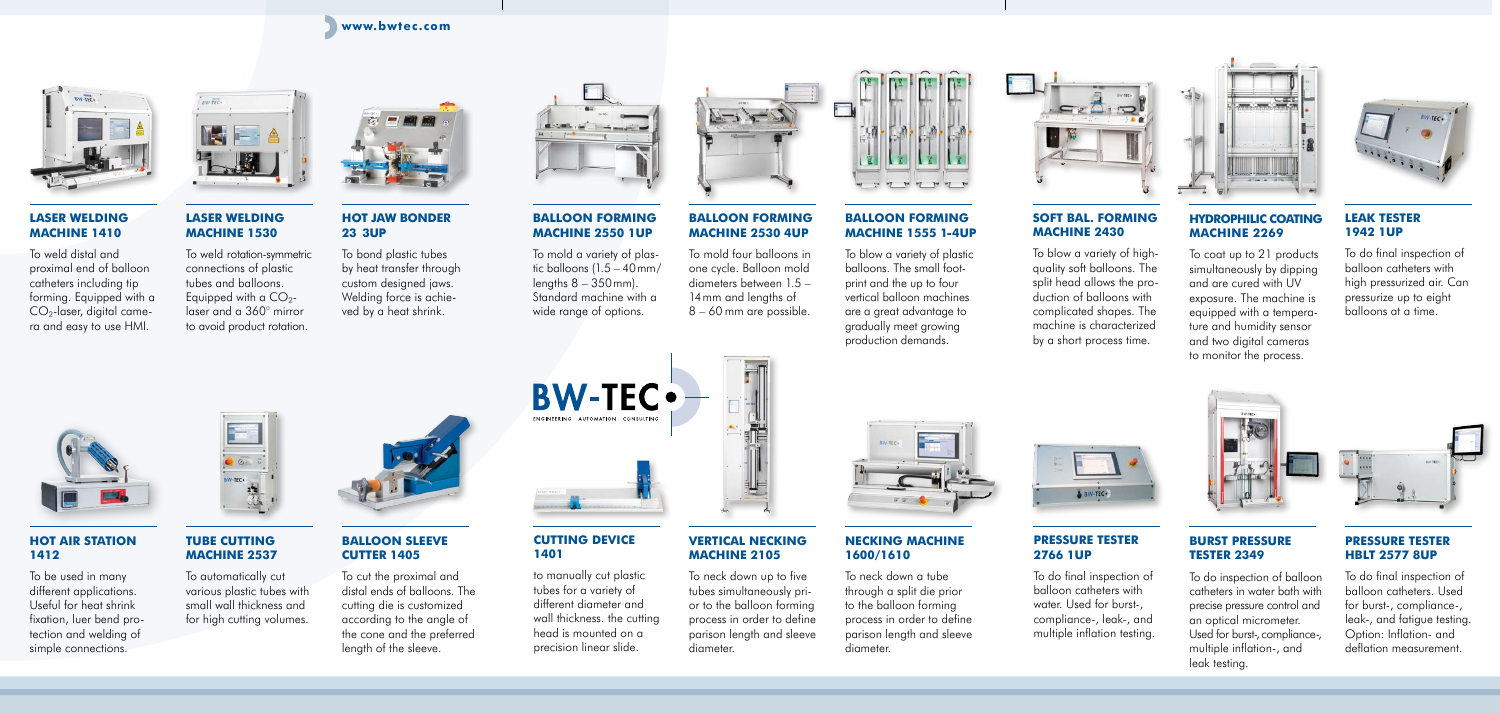www.bwtec.com

### LASER WELDING MACHINE 1410

To weld distal and proximal end of balloon catheters including tip forming. Equipped with a $CO_2$-laser, digital camera and easy to use HMI.

### LASER WELDING MACHINE 1530

To weld rotation-symmetric connections of plastic tubes and balloons. Equipped with a $CO_2$-laser and a 360° mirror to avoid product rotation.

### HOT JAW BONDER 23 3UP

To bond plastic tubes by heat transfer through custom designed jaws. Welding force is achieved by a heat shrink.

### BALLOON FORMING MACHINE 2550 1UP

To mold a variety of plastic balloons (1.5 – 40 mm/ lengths 8 – 350 mm). Standard machine with a wide range of options.

### BALLOON FORMING MACHINE 2530 4UP

To mold four balloons in one cycle. Balloon mold diameters between 1.5 – 14 mm and lengths of 8 – 60 mm are possible.

### BALLOON FORMING MACHINE 1555 1-4UP

To blow a variety of plastic balloons. The small footprint and the up to four vertical balloon machines are a great advantage to gradually meet growing production demands.

### SOFT BAL. FORMING MACHINE 2430

To blow a variety of high-quality soft balloons. The split head allows the production of balloons with complicated shapes. The machine is characterized by a short process time.

### HYDROPHILIC COATING MACHINE 2269

To coat up to 21 products simultaneously by dipping and are cured with UV exposure. The machine is equipped with a temperature and humidity sensor and two digital cameras to monitor the process.

### LEAK TESTER 1942 1UP

To do final inspection of balloon catheters with high pressurized air. Can pressurize up to eight balloons at a time.

BW-TEC
ENGINEERING AUTOMATION CONSULTING

### HOT AIR STATION 1412

To be used in many different applications. Useful for heat shrink fixation, luer bend protection and welding of simple connections.

### TUBE CUTTING MACHINE 2537

To automatically cut various plastic tubes with small wall thickness and for high cutting volumes.

### BALLOON SLEEVE CUTTER 1405

To cut the proximal and distal ends of balloons. The cutting die is customized according to the angle of the cone and the preferred length of the sleeve.

### CUTTING DEVICE 1401

to manually cut plastic tubes for a variety of different diameter and wall thickness. the cutting head is mounted on a precision linear slide.

### VERTICAL NECKING MACHINE 2105

To neck down up to five tubes simultaneously prior to the balloon forming process in order to define parison length and sleeve diameter.

### NECKING MACHINE 1600/1610

To neck down a tube through a split die prior to the balloon forming process in order to define parison length and sleeve diameter.

### PRESSURE TESTER 2766 1UP

To do final inspection of balloon catheters with water. Used for burst-, compliance-, leak-, and multiple inflation testing.

### BURST PRESSURE TESTER 2349

To do inspection of balloon catheters in water bath with precise pressure control and an optical micrometer. Used for burst-, compliance-, multiple inflation-, and leak testing.

### PRESSURE TESTER HBLT 2577 8UP

To do final inspection of balloon catheters. Used for burst-, compliance-, leak-, and fatigue testing. Option: Inflation- and deflation measurement.